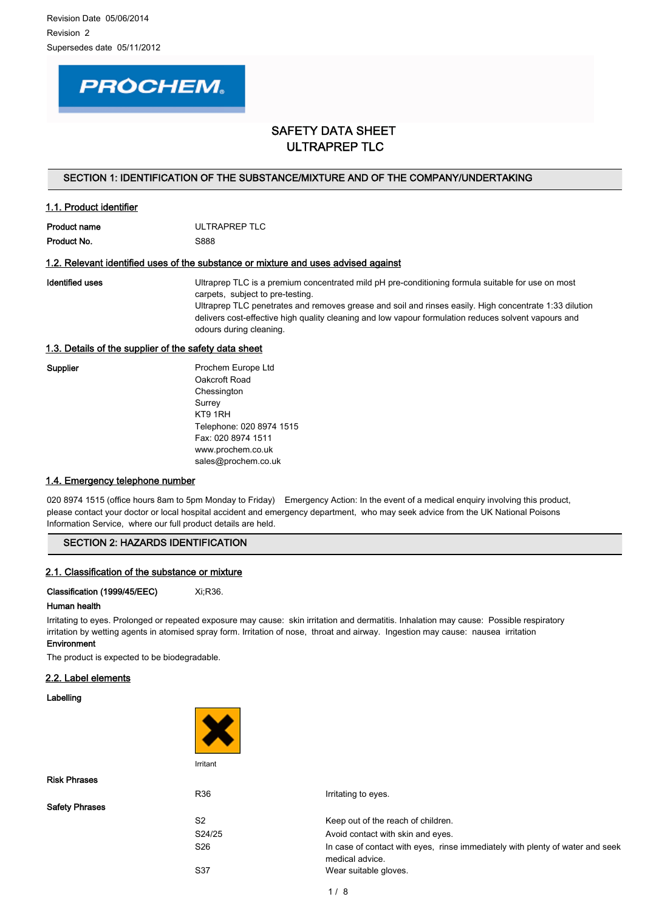Revision Date 05/06/2014

Revision 2

Supersedes date 05/11/2012

# SAFETY DATA SHEET
# ULTRAPREP TLC

## SECTION 1: IDENTIFICATION OF THE SUBSTANCE/MIXTURE AND OF THE COMPANY/UNDERTAKING

### 1.1. Product identifier

| | |
|---|---|
| **Product name** | ULTRAPREP TLC |
| **Product No.** | S888 |

### 1.2. Relevant identified uses of the substance or mixture and uses advised against

**Identified uses**

Ultraprep TLC is a premium concentrated mild pH pre-conditioning formula suitable for use on most carpets, subject to pre-testing.
Ultraprep TLC penetrates and removes grease and soil and rinses easily. High concentrate 1:33 dilution delivers cost-effective high quality cleaning and low vapour formulation reduces solvent vapours and odours during cleaning.

### 1.3. Details of the supplier of the safety data sheet

**Supplier**

Prochem Europe Ltd
Oakcroft Road
Chessington
Surrey
KT9 1RH
Telephone: 020 8974 1515
Fax: 020 8974 1511
www.prochem.co.uk
sales@prochem.co.uk

### 1.4. Emergency telephone number

020 8974 1515 (office hours 8am to 5pm Monday to Friday) Emergency Action: In the event of a medical enquiry involving this product, please contact your doctor or local hospital accident and emergency department, who may seek advice from the UK National Poisons Information Service, where our full product details are held.

## SECTION 2: HAZARDS IDENTIFICATION

### 2.1. Classification of the substance or mixture

**Classification (1999/45/EEC)** Xi;R36.

**Human health**

Irritating to eyes. Prolonged or repeated exposure may cause: skin irritation and dermatitis. Inhalation may cause: Possible respiratory irritation by wetting agents in atomised spray form. Irritation of nose, throat and airway. Ingestion may cause: nausea irritation

**Environment**

The product is expected to be biodegradable.

### 2.2. Label elements

**Labelling**

Irritant

**Risk Phrases**

| | |
|---|---|
| R36 | Irritating to eyes. |

**Safety Phrases**

| | |
|---|---|
| S2 | Keep out of the reach of children. |
| S24/25 | Avoid contact with skin and eyes. |
| S26 | In case of contact with eyes, rinse immediately with plenty of water and seek medical advice. |
| S37 | Wear suitable gloves. |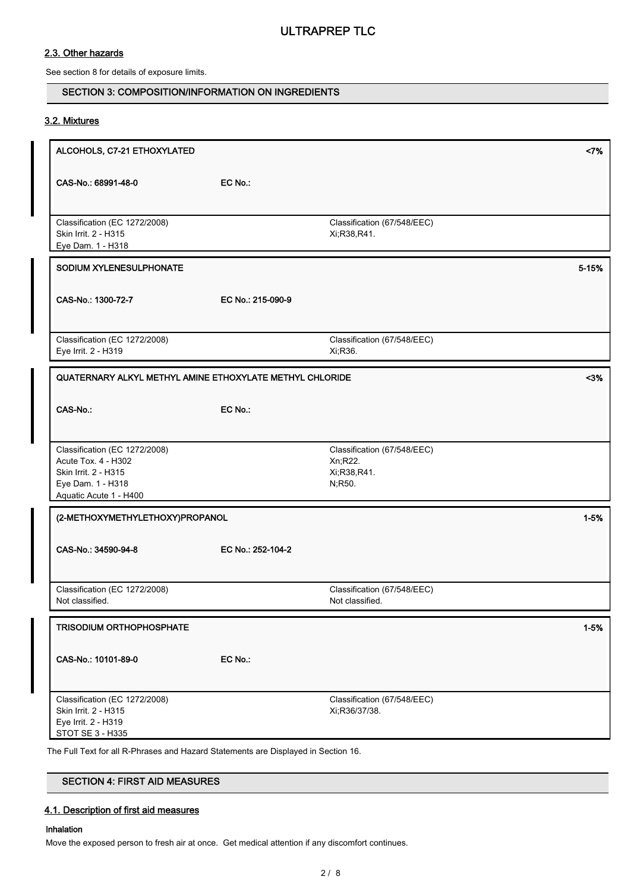### 2.3. Other hazards

See section 8 for details of exposure limits.

## SECTION 3: COMPOSITION/INFORMATION ON INGREDIENTS

### 3.2. Mixtures

| ALCOHOLS, C7-21 ETHOXYLATED | | <7% |
|---|---|---|
| CAS-No.: 68991-48-0 | EC No.: | |
| Classification (EC 1272/2008)<br>Skin Irrit. 2 - H315<br>Eye Dam. 1 - H318 | Classification (67/548/EEC)<br>Xi;R38,R41. | |

| SODIUM XYLENESULPHONATE | | 5-15% |
|---|---|---|
| CAS-No.: 1300-72-7 | EC No.: 215-090-9 | |
| Classification (EC 1272/2008)<br>Eye Irrit. 2 - H319 | Classification (67/548/EEC)<br>Xi;R36. | |

| QUATERNARY ALKYL METHYL AMINE ETHOXYLATE METHYL CHLORIDE | | <3% |
|---|---|---|
| CAS-No.: | EC No.: | |
| Classification (EC 1272/2008)<br>Acute Tox. 4 - H302<br>Skin Irrit. 2 - H315<br>Eye Dam. 1 - H318<br>Aquatic Acute 1 - H400 | Classification (67/548/EEC)<br>Xn;R22.<br>Xi;R38,R41.<br>N;R50. | |

| (2-METHOXYMETHYLETHOXY)PROPANOL | | 1-5% |
|---|---|---|
| CAS-No.: 34590-94-8 | EC No.: 252-104-2 | |
| Classification (EC 1272/2008)<br>Not classified. | Classification (67/548/EEC)<br>Not classified. | |

| TRISODIUM ORTHOPHOSPHATE | | 1-5% |
|---|---|---|
| CAS-No.: 10101-89-0 | EC No.: | |
| Classification (EC 1272/2008)<br>Skin Irrit. 2 - H315<br>Eye Irrit. 2 - H319<br>STOT SE 3 - H335 | Classification (67/548/EEC)<br>Xi;R36/37/38. | |

The Full Text for all R-Phrases and Hazard Statements are Displayed in Section 16.

## SECTION 4: FIRST AID MEASURES

### 4.1. Description of first aid measures

**Inhalation**

Move the exposed person to fresh air at once. Get medical attention if any discomfort continues.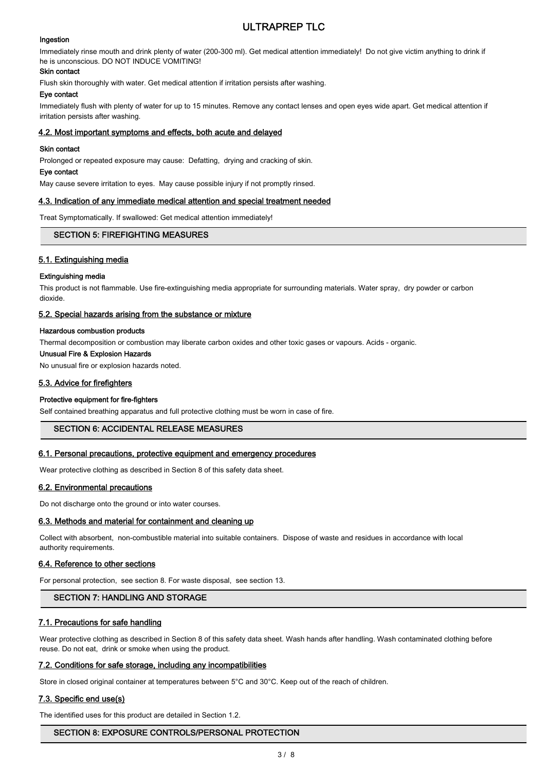#### Ingestion

Immediately rinse mouth and drink plenty of water (200-300 ml). Get medical attention immediately! Do not give victim anything to drink if he is unconscious. DO NOT INDUCE VOMITING!

#### Skin contact

Flush skin thoroughly with water. Get medical attention if irritation persists after washing.

#### Eye contact

Immediately flush with plenty of water for up to 15 minutes. Remove any contact lenses and open eyes wide apart. Get medical attention if irritation persists after washing.

### 4.2. Most important symptoms and effects, both acute and delayed

#### Skin contact

Prolonged or repeated exposure may cause: Defatting, drying and cracking of skin.

#### Eye contact

May cause severe irritation to eyes. May cause possible injury if not promptly rinsed.

### 4.3. Indication of any immediate medical attention and special treatment needed

Treat Symptomatically. If swallowed: Get medical attention immediately!

## SECTION 5: FIREFIGHTING MEASURES

### 5.1. Extinguishing media

#### Extinguishing media

This product is not flammable. Use fire-extinguishing media appropriate for surrounding materials. Water spray, dry powder or carbon dioxide.

### 5.2. Special hazards arising from the substance or mixture

#### Hazardous combustion products

Thermal decomposition or combustion may liberate carbon oxides and other toxic gases or vapours. Acids - organic.

#### Unusual Fire & Explosion Hazards

No unusual fire or explosion hazards noted.

### 5.3. Advice for firefighters

#### Protective equipment for fire-fighters

Self contained breathing apparatus and full protective clothing must be worn in case of fire.

## SECTION 6: ACCIDENTAL RELEASE MEASURES

### 6.1. Personal precautions, protective equipment and emergency procedures

Wear protective clothing as described in Section 8 of this safety data sheet.

### 6.2. Environmental precautions

Do not discharge onto the ground or into water courses.

### 6.3. Methods and material for containment and cleaning up

Collect with absorbent, non-combustible material into suitable containers. Dispose of waste and residues in accordance with local authority requirements.

### 6.4. Reference to other sections

For personal protection, see section 8. For waste disposal, see section 13.

## SECTION 7: HANDLING AND STORAGE

### 7.1. Precautions for safe handling

Wear protective clothing as described in Section 8 of this safety data sheet. Wash hands after handling. Wash contaminated clothing before reuse. Do not eat, drink or smoke when using the product.

### 7.2. Conditions for safe storage, including any incompatibilities

Store in closed original container at temperatures between 5°C and 30°C. Keep out of the reach of children.

### 7.3. Specific end use(s)

The identified uses for this product are detailed in Section 1.2.

## SECTION 8: EXPOSURE CONTROLS/PERSONAL PROTECTION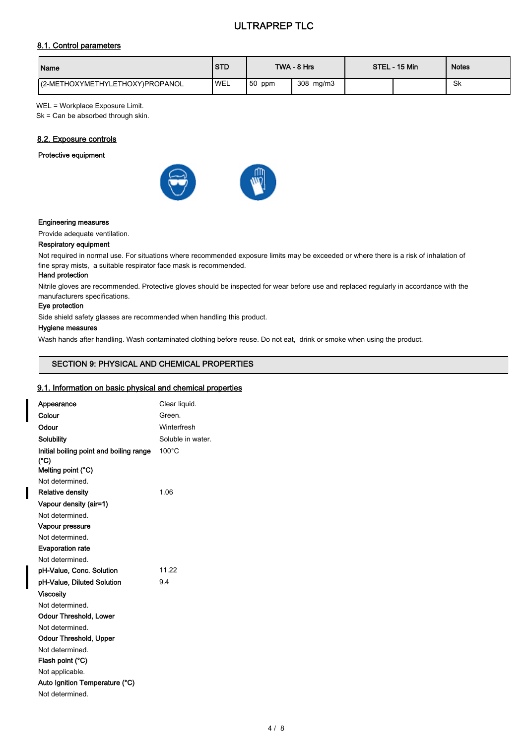### 8.1. Control parameters

| Name | STD | TWA - 8 Hrs | | STEL - 15 Min | | Notes |
|---|---|---|---|---|---|---|
| (2-METHOXYMETHYLETHOXY)PROPANOL | WEL | 50 ppm | 308 mg/m3 | | | Sk |

WEL = Workplace Exposure Limit.
Sk = Can be absorbed through skin.

### 8.2. Exposure controls

**Protective equipment**

**Engineering measures**

Provide adequate ventilation.

**Respiratory equipment**

Not required in normal use. For situations where recommended exposure limits may be exceeded or where there is a risk of inhalation of fine spray mists, a suitable respirator face mask is recommended.

**Hand protection**

Nitrile gloves are recommended. Protective gloves should be inspected for wear before use and replaced regularly in accordance with the manufacturers specifications.

**Eye protection**

Side shield safety glasses are recommended when handling this product.

**Hygiene measures**

Wash hands after handling. Wash contaminated clothing before reuse. Do not eat, drink or smoke when using the product.

## SECTION 9: PHYSICAL AND CHEMICAL PROPERTIES

### 9.1. Information on basic physical and chemical properties

**Appearance** Clear liquid.

**Colour** Green.

**Odour** Winterfresh

**Solubility** Soluble in water.

**Initial boiling point and boiling range (°C)** 100°C

**Melting point (°C)**

Not determined.

**Relative density** 1.06

**Vapour density (air=1)**

Not determined.

**Vapour pressure**

Not determined.

**Evaporation rate**

Not determined.

**pH-Value, Conc. Solution** 11.22

**pH-Value, Diluted Solution** 9.4

**Viscosity**

Not determined.

**Odour Threshold, Lower**

Not determined.

**Odour Threshold, Upper**

Not determined.

**Flash point (°C)**

Not applicable.

**Auto Ignition Temperature (°C)**

Not determined.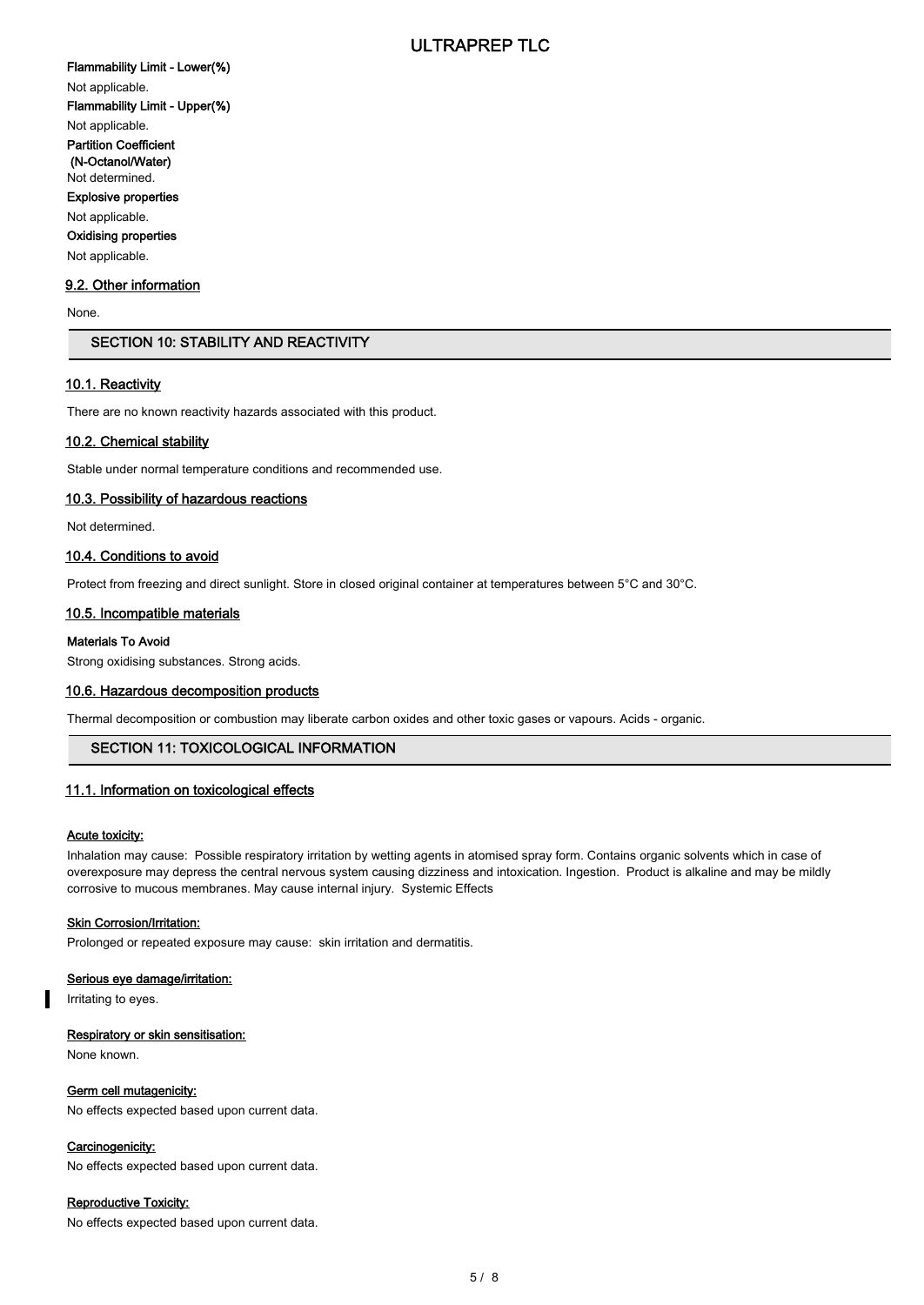**Flammability Limit - Lower(%)**

Not applicable.

**Flammability Limit - Upper(%)**

Not applicable.

**Partition Coefficient (N-Octanol/Water)**

Not determined.

**Explosive properties**

Not applicable.

**Oxidising properties**

Not applicable.

### 9.2. Other information

None.

## SECTION 10: STABILITY AND REACTIVITY

### 10.1. Reactivity

There are no known reactivity hazards associated with this product.

### 10.2. Chemical stability

Stable under normal temperature conditions and recommended use.

### 10.3. Possibility of hazardous reactions

Not determined.

### 10.4. Conditions to avoid

Protect from freezing and direct sunlight. Store in closed original container at temperatures between 5°C and 30°C.

### 10.5. Incompatible materials

**Materials To Avoid**

Strong oxidising substances. Strong acids.

### 10.6. Hazardous decomposition products

Thermal decomposition or combustion may liberate carbon oxides and other toxic gases or vapours. Acids - organic.

## SECTION 11: TOXICOLOGICAL INFORMATION

### 11.1. Information on toxicological effects

**Acute toxicity:**

Inhalation may cause: Possible respiratory irritation by wetting agents in atomised spray form. Contains organic solvents which in case of overexposure may depress the central nervous system causing dizziness and intoxication. Ingestion. Product is alkaline and may be mildly corrosive to mucous membranes. May cause internal injury. Systemic Effects

**Skin Corrosion/Irritation:**

Prolonged or repeated exposure may cause: skin irritation and dermatitis.

**Serious eye damage/irritation:**

Irritating to eyes.

**Respiratory or skin sensitisation:**

None known.

**Germ cell mutagenicity:**

No effects expected based upon current data.

**Carcinogenicity:**

No effects expected based upon current data.

**Reproductive Toxicity:**

No effects expected based upon current data.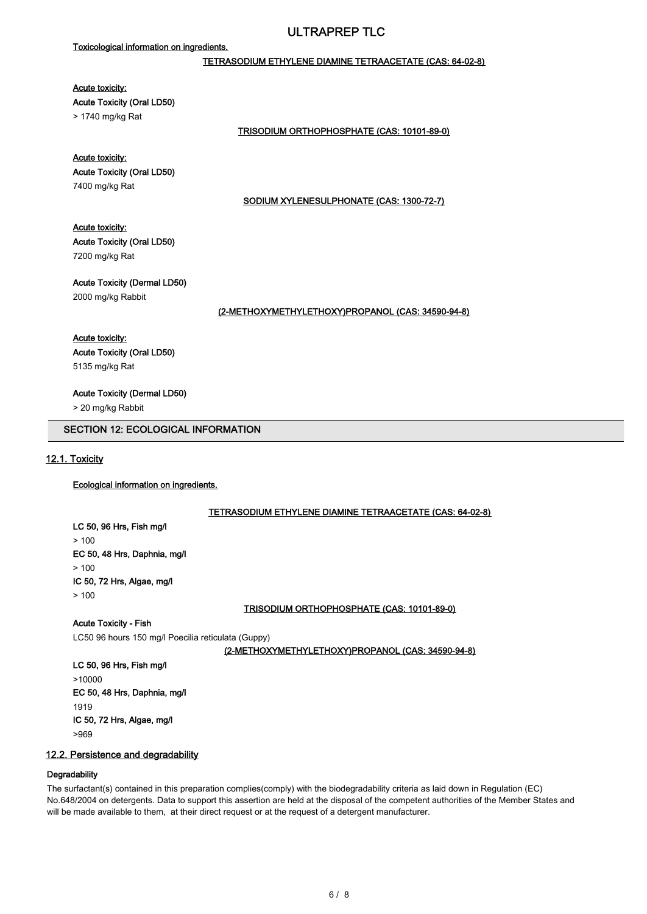**Toxicological information on ingredients.**

**TETRASODIUM ETHYLENE DIAMINE TETRAACETATE (CAS: 64-02-8)**

**Acute toxicity:**

**Acute Toxicity (Oral LD50)**

> 1740 mg/kg Rat

**TRISODIUM ORTHOPHOSPHATE (CAS: 10101-89-0)**

**Acute toxicity:**

**Acute Toxicity (Oral LD50)**

7400 mg/kg Rat

**SODIUM XYLENESULPHONATE (CAS: 1300-72-7)**

**Acute toxicity:**

**Acute Toxicity (Oral LD50)**

7200 mg/kg Rat

**Acute Toxicity (Dermal LD50)**

2000 mg/kg Rabbit

**(2-METHOXYMETHYLETHOXY)PROPANOL (CAS: 34590-94-8)**

**Acute toxicity:**

**Acute Toxicity (Oral LD50)**

5135 mg/kg Rat

**Acute Toxicity (Dermal LD50)**

> 20 mg/kg Rabbit

## SECTION 12: ECOLOGICAL INFORMATION

### 12.1. Toxicity

**Ecological information on ingredients.**

**TETRASODIUM ETHYLENE DIAMINE TETRAACETATE (CAS: 64-02-8)**

**LC 50, 96 Hrs, Fish mg/l**

> 100

**EC 50, 48 Hrs, Daphnia, mg/l**

> 100

**IC 50, 72 Hrs, Algae, mg/l**

> 100

**TRISODIUM ORTHOPHOSPHATE (CAS: 10101-89-0)**

**Acute Toxicity - Fish**

LC50 96 hours 150 mg/l Poecilia reticulata (Guppy)

**(2-METHOXYMETHYLETHOXY)PROPANOL (CAS: 34590-94-8)**

**LC 50, 96 Hrs, Fish mg/l**

>10000

**EC 50, 48 Hrs, Daphnia, mg/l**

1919

**IC 50, 72 Hrs, Algae, mg/l**

>969

### 12.2. Persistence and degradability

**Degradability**

The surfactant(s) contained in this preparation complies(comply) with the biodegradability criteria as laid down in Regulation (EC) No.648/2004 on detergents. Data to support this assertion are held at the disposal of the competent authorities of the Member States and will be made available to them, at their direct request or at the request of a detergent manufacturer.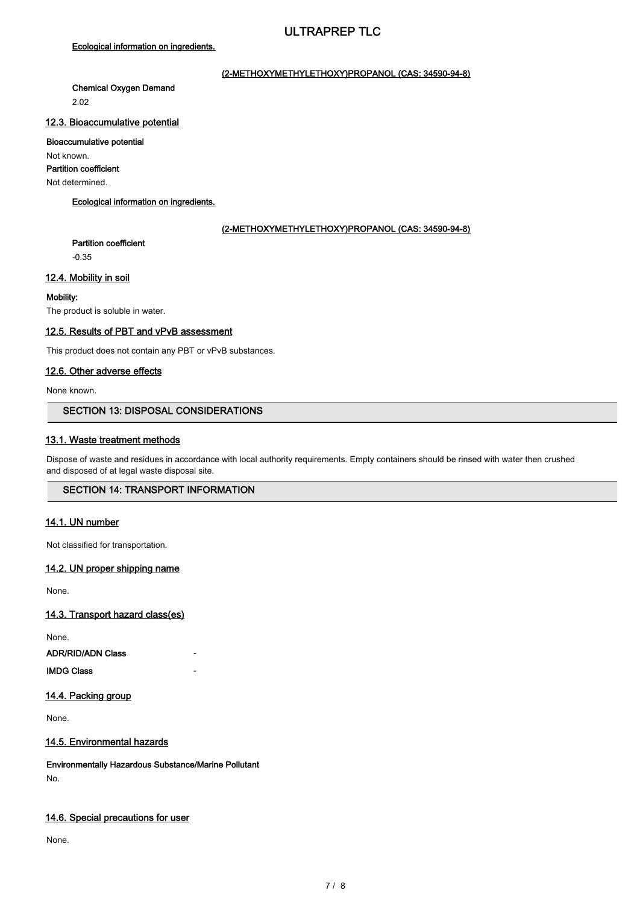**Ecological information on ingredients.**

**(2-METHOXYMETHYLETHOXY)PROPANOL (CAS: 34590-94-8)**

**Chemical Oxygen Demand**

2.02

## 12.3. Bioaccumulative potential

**Bioaccumulative potential**

Not known.

**Partition coefficient**

Not determined.

**Ecological information on ingredients.**

**(2-METHOXYMETHYLETHOXY)PROPANOL (CAS: 34590-94-8)**

**Partition coefficient**

-0.35

## 12.4. Mobility in soil

**Mobility:**

The product is soluble in water.

## 12.5. Results of PBT and vPvB assessment

This product does not contain any PBT or vPvB substances.

## 12.6. Other adverse effects

None known.

# SECTION 13: DISPOSAL CONSIDERATIONS

## 13.1. Waste treatment methods

Dispose of waste and residues in accordance with local authority requirements. Empty containers should be rinsed with water then crushed and disposed of at legal waste disposal site.

# SECTION 14: TRANSPORT INFORMATION

## 14.1. UN number

Not classified for transportation.

## 14.2. UN proper shipping name

None.

## 14.3. Transport hazard class(es)

None.

**ADR/RID/ADN Class** -

**IMDG Class** -

## 14.4. Packing group

None.

## 14.5. Environmental hazards

**Environmentally Hazardous Substance/Marine Pollutant**

No.

## 14.6. Special precautions for user

None.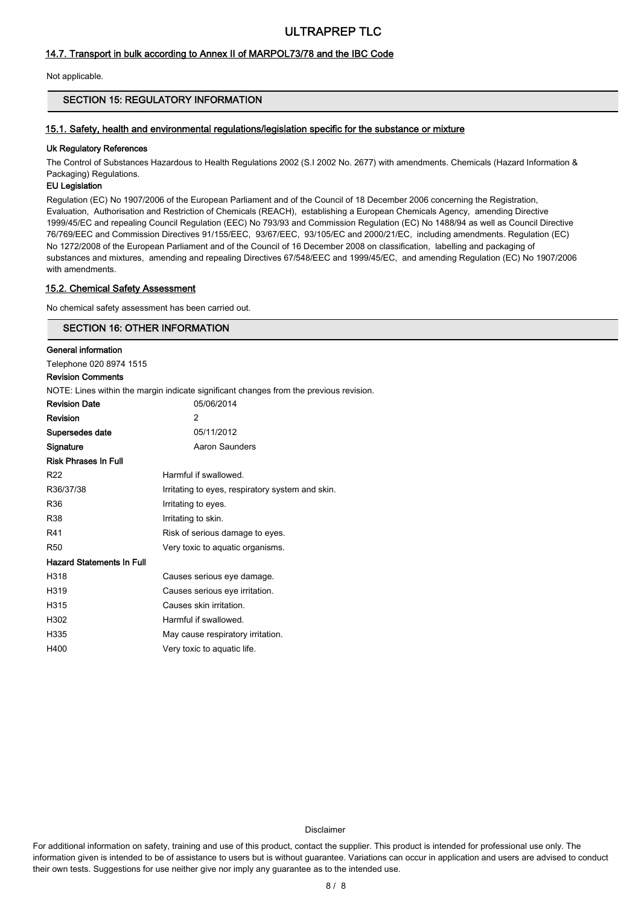### 14.7. Transport in bulk according to Annex II of MARPOL73/78 and the IBC Code

Not applicable.

## SECTION 15: REGULATORY INFORMATION

### 15.1. Safety, health and environmental regulations/legislation specific for the substance or mixture

**Uk Regulatory References**

The Control of Substances Hazardous to Health Regulations 2002 (S.I 2002 No. 2677) with amendments. Chemicals (Hazard Information & Packaging) Regulations.

**EU Legislation**

Regulation (EC) No 1907/2006 of the European Parliament and of the Council of 18 December 2006 concerning the Registration, Evaluation, Authorisation and Restriction of Chemicals (REACH), establishing a European Chemicals Agency, amending Directive 1999/45/EC and repealing Council Regulation (EEC) No 793/93 and Commission Regulation (EC) No 1488/94 as well as Council Directive 76/769/EEC and Commission Directives 91/155/EEC, 93/67/EEC, 93/105/EC and 2000/21/EC, including amendments. Regulation (EC) No 1272/2008 of the European Parliament and of the Council of 16 December 2008 on classification, labelling and packaging of substances and mixtures, amending and repealing Directives 67/548/EEC and 1999/45/EC, and amending Regulation (EC) No 1907/2006 with amendments.

### 15.2. Chemical Safety Assessment

No chemical safety assessment has been carried out.

## SECTION 16: OTHER INFORMATION

**General information**

Telephone 020 8974 1515

**Revision Comments**

NOTE: Lines within the margin indicate significant changes from the previous revision.

| | |
|---|---|
| **Revision Date** | 05/06/2014 |
| **Revision** | 2 |
| **Supersedes date** | 05/11/2012 |
| **Signature** | Aaron Saunders |

**Risk Phrases In Full**

| | |
|---|---|
| R22 | Harmful if swallowed. |
| R36/37/38 | Irritating to eyes, respiratory system and skin. |
| R36 | Irritating to eyes. |
| R38 | Irritating to skin. |
| R41 | Risk of serious damage to eyes. |
| R50 | Very toxic to aquatic organisms. |

**Hazard Statements In Full**

| | |
|---|---|
| H318 | Causes serious eye damage. |
| H319 | Causes serious eye irritation. |
| H315 | Causes skin irritation. |
| H302 | Harmful if swallowed. |
| H335 | May cause respiratory irritation. |
| H400 | Very toxic to aquatic life. |

Disclaimer

For additional information on safety, training and use of this product, contact the supplier. This product is intended for professional use only. The information given is intended to be of assistance to users but is without guarantee. Variations can occur in application and users are advised to conduct their own tests. Suggestions for use neither give nor imply any guarantee as to the intended use.